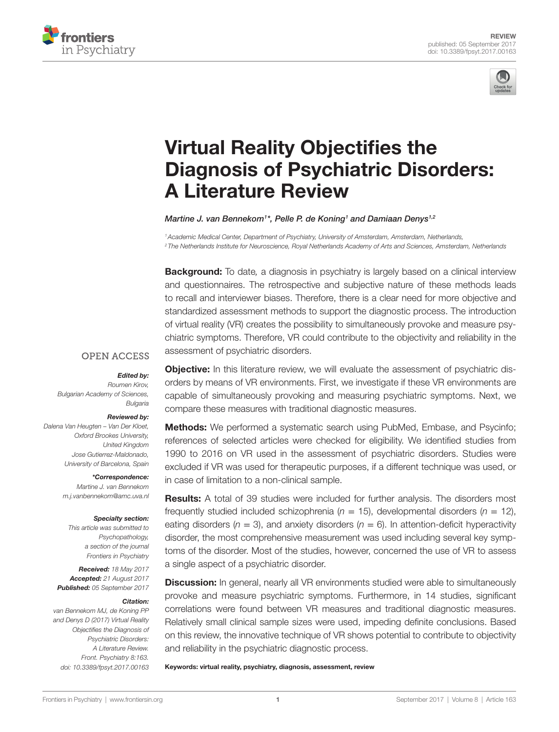REVIEW
published: 05 September 2017
doi: 10.3389/fpsyt.2017.00163

# Virtual Reality Objectifies the Diagnosis of Psychiatric Disorders: A Literature Review

*Martine J. van Bennekom[1]\*, Pelle P. de Koning[1] and Damiaan Denys[1,2]*

[1] Academic Medical Center, Department of Psychiatry, University of Amsterdam, Amsterdam, Netherlands,
[2] The Netherlands Institute for Neuroscience, Royal Netherlands Academy of Arts and Sciences, Amsterdam, Netherlands

**Background:** To date, a diagnosis in psychiatry is largely based on a clinical interview and questionnaires. The retrospective and subjective nature of these methods leads to recall and interviewer biases. Therefore, there is a clear need for more objective and standardized assessment methods to support the diagnostic process. The introduction of virtual reality (VR) creates the possibility to simultaneously provoke and measure psychiatric symptoms. Therefore, VR could contribute to the objectivity and reliability in the assessment of psychiatric disorders.

**Objective:** In this literature review, we will evaluate the assessment of psychiatric disorders by means of VR environments. First, we investigate if these VR environments are capable of simultaneously provoking and measuring psychiatric symptoms. Next, we compare these measures with traditional diagnostic measures.

**Methods:** We performed a systematic search using PubMed, Embase, and Psycinfo; references of selected articles were checked for eligibility. We identified studies from 1990 to 2016 on VR used in the assessment of psychiatric disorders. Studies were excluded if VR was used for therapeutic purposes, if a different technique was used, or in case of limitation to a non-clinical sample.

**Results:** A total of 39 studies were included for further analysis. The disorders most frequently studied included schizophrenia ($n$ = 15), developmental disorders ($n$ = 12), eating disorders ($n$ = 3), and anxiety disorders ($n$ = 6). In attention-deficit hyperactivity disorder, the most comprehensive measurement was used including several key symptoms of the disorder. Most of the studies, however, concerned the use of VR to assess a single aspect of a psychiatric disorder.

**Discussion:** In general, nearly all VR environments studied were able to simultaneously provoke and measure psychiatric symptoms. Furthermore, in 14 studies, significant correlations were found between VR measures and traditional diagnostic measures. Relatively small clinical sample sizes were used, impeding definite conclusions. Based on this review, the innovative technique of VR shows potential to contribute to objectivity and reliability in the psychiatric diagnostic process.

**Keywords: virtual reality, psychiatry, diagnosis, assessment, review**

OPEN ACCESS

***Edited by:***
*Roumen Kirov, Bulgarian Academy of Sciences, Bulgaria*

***Reviewed by:***
*Dalena Van Heugten – Van Der Kloet, Oxford Brookes University, United Kingdom*
*Jose Gutierrez-Maldonado, University of Barcelona, Spain*

***\*Correspondence:***
*Martine J. van Bennekom*
*m.j.vanbennekom@amc.uva.nl*

***Specialty section:***
*This article was submitted to Psychopathology, a section of the journal Frontiers in Psychiatry*

***Received:*** *18 May 2017*
***Accepted:*** *21 August 2017*
***Published:*** *05 September 2017*

***Citation:***
*van Bennekom MJ, de Koning PP and Denys D (2017) Virtual Reality Objectifies the Diagnosis of Psychiatric Disorders: A Literature Review. Front. Psychiatry 8:163. doi: 10.3389/fpsyt.2017.00163*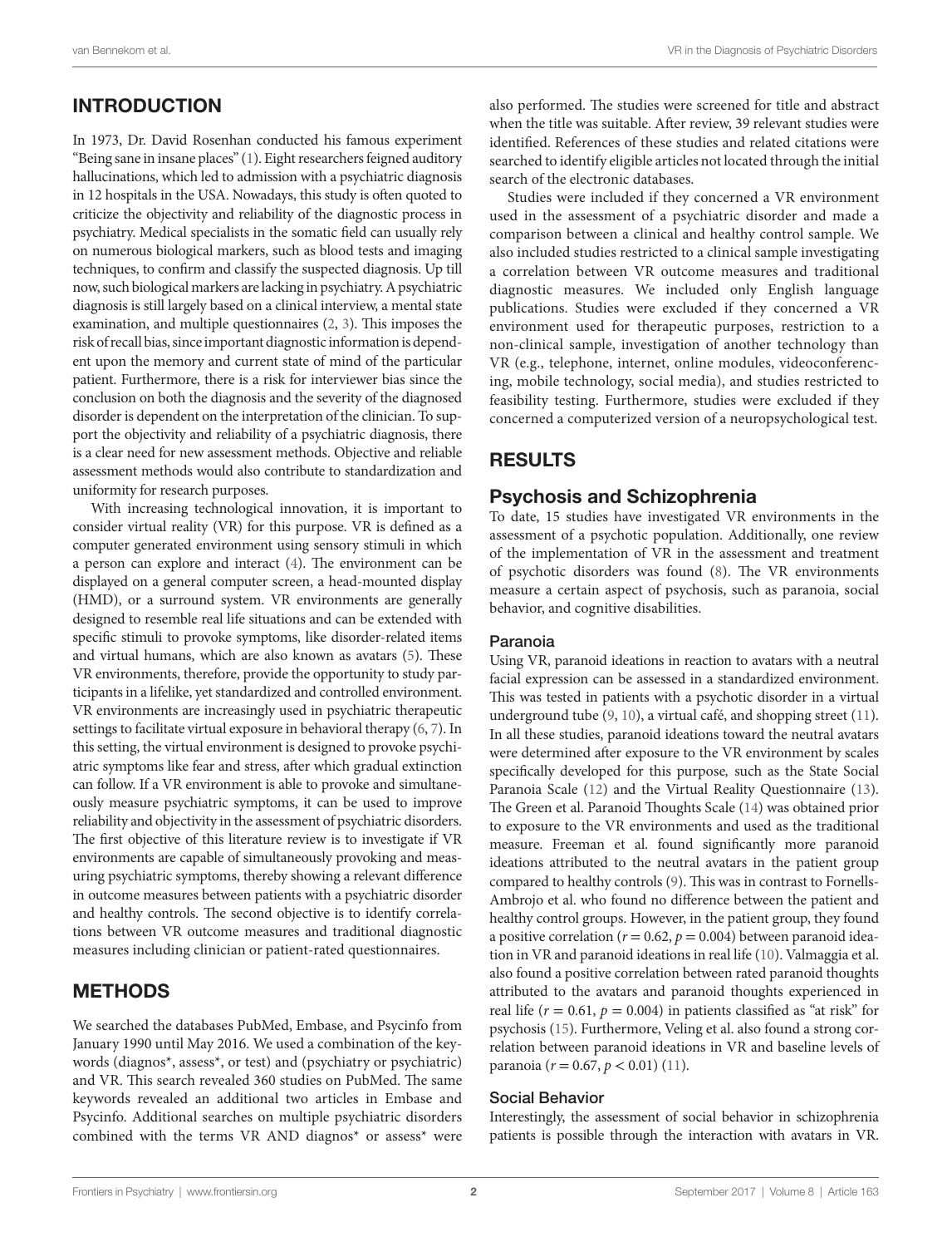## INTRODUCTION

In 1973, Dr. David Rosenhan conducted his famous experiment "Being sane in insane places" (1). Eight researchers feigned auditory hallucinations, which led to admission with a psychiatric diagnosis in 12 hospitals in the USA. Nowadays, this study is often quoted to criticize the objectivity and reliability of the diagnostic process in psychiatry. Medical specialists in the somatic field can usually rely on numerous biological markers, such as blood tests and imaging techniques, to confirm and classify the suspected diagnosis. Up till now, such biological markers are lacking in psychiatry. A psychiatric diagnosis is still largely based on a clinical interview, a mental state examination, and multiple questionnaires (2, 3). This imposes the risk of recall bias, since important diagnostic information is dependent upon the memory and current state of mind of the particular patient. Furthermore, there is a risk for interviewer bias since the conclusion on both the diagnosis and the severity of the diagnosed disorder is dependent on the interpretation of the clinician. To support the objectivity and reliability of a psychiatric diagnosis, there is a clear need for new assessment methods. Objective and reliable assessment methods would also contribute to standardization and uniformity for research purposes.

With increasing technological innovation, it is important to consider virtual reality (VR) for this purpose. VR is defined as a computer generated environment using sensory stimuli in which a person can explore and interact (4). The environment can be displayed on a general computer screen, a head-mounted display (HMD), or a surround system. VR environments are generally designed to resemble real life situations and can be extended with specific stimuli to provoke symptoms, like disorder-related items and virtual humans, which are also known as avatars (5). These VR environments, therefore, provide the opportunity to study participants in a lifelike, yet standardized and controlled environment. VR environments are increasingly used in psychiatric therapeutic settings to facilitate virtual exposure in behavioral therapy (6, 7). In this setting, the virtual environment is designed to provoke psychiatric symptoms like fear and stress, after which gradual extinction can follow. If a VR environment is able to provoke and simultaneously measure psychiatric symptoms, it can be used to improve reliability and objectivity in the assessment of psychiatric disorders. The first objective of this literature review is to investigate if VR environments are capable of simultaneously provoking and measuring psychiatric symptoms, thereby showing a relevant difference in outcome measures between patients with a psychiatric disorder and healthy controls. The second objective is to identify correlations between VR outcome measures and traditional diagnostic measures including clinician or patient-rated questionnaires.

## METHODS

We searched the databases PubMed, Embase, and Psycinfo from January 1990 until May 2016. We used a combination of the keywords (diagnos\*, assess\*, or test) and (psychiatry or psychiatric) and VR. This search revealed 360 studies on PubMed. The same keywords revealed an additional two articles in Embase and Psycinfo. Additional searches on multiple psychiatric disorders combined with the terms VR AND diagnos\* or assess\* were also performed. The studies were screened for title and abstract when the title was suitable. After review, 39 relevant studies were identified. References of these studies and related citations were searched to identify eligible articles not located through the initial search of the electronic databases.

Studies were included if they concerned a VR environment used in the assessment of a psychiatric disorder and made a comparison between a clinical and healthy control sample. We also included studies restricted to a clinical sample investigating a correlation between VR outcome measures and traditional diagnostic measures. We included only English language publications. Studies were excluded if they concerned a VR environment used for therapeutic purposes, restriction to a non-clinical sample, investigation of another technology than VR (e.g., telephone, internet, online modules, videoconferencing, mobile technology, social media), and studies restricted to feasibility testing. Furthermore, studies were excluded if they concerned a computerized version of a neuropsychological test.

## RESULTS

### Psychosis and Schizophrenia

To date, 15 studies have investigated VR environments in the assessment of a psychotic population. Additionally, one review of the implementation of VR in the assessment and treatment of psychotic disorders was found (8). The VR environments measure a certain aspect of psychosis, such as paranoia, social behavior, and cognitive disabilities.

#### Paranoia

Using VR, paranoid ideations in reaction to avatars with a neutral facial expression can be assessed in a standardized environment. This was tested in patients with a psychotic disorder in a virtual underground tube (9, 10), a virtual café, and shopping street (11). In all these studies, paranoid ideations toward the neutral avatars were determined after exposure to the VR environment by scales specifically developed for this purpose*,* such as the State Social Paranoia Scale (12) and the Virtual Reality Questionnaire (13). The Green et al. Paranoid Thoughts Scale (14) was obtained prior to exposure to the VR environments and used as the traditional measure. Freeman et al. found significantly more paranoid ideations attributed to the neutral avatars in the patient group compared to healthy controls (9). This was in contrast to Fornells-Ambrojo et al. who found no difference between the patient and healthy control groups. However, in the patient group, they found a positive correlation ($r = 0.62$, $p = 0.004$) between paranoid ideation in VR and paranoid ideations in real life (10). Valmaggia et al. also found a positive correlation between rated paranoid thoughts attributed to the avatars and paranoid thoughts experienced in real life ($r = 0.61$, $p = 0.004$) in patients classified as "at risk" for psychosis (15). Furthermore, Veling et al. also found a strong correlation between paranoid ideations in VR and baseline levels of paranoia ($r = 0.67$, $p < 0.01$) (11).

#### Social Behavior

Interestingly, the assessment of social behavior in schizophrenia patients is possible through the interaction with avatars in VR.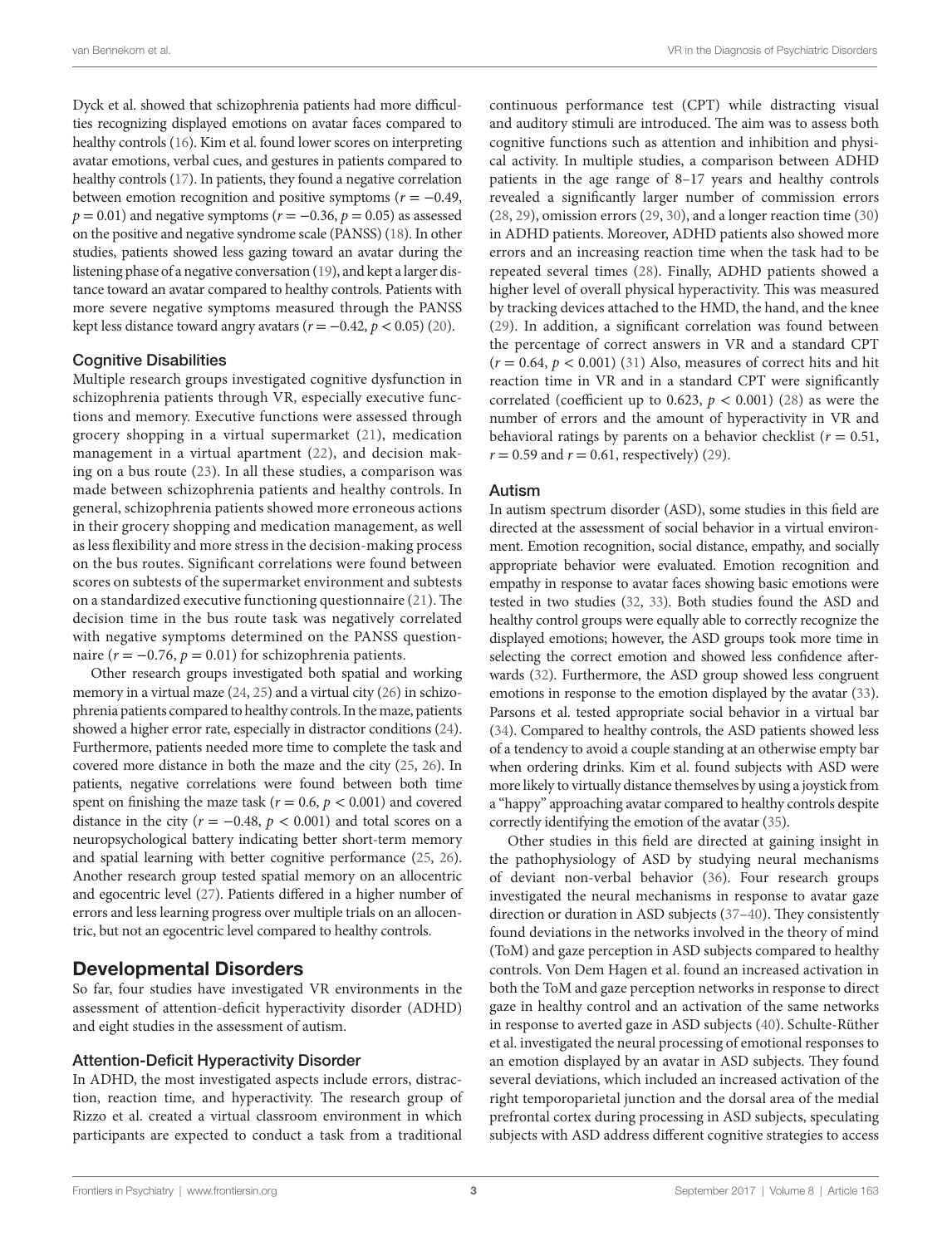Dyck et al. showed that schizophrenia patients had more difficulties recognizing displayed emotions on avatar faces compared to healthy controls (16). Kim et al. found lower scores on interpreting avatar emotions, verbal cues, and gestures in patients compared to healthy controls (17). In patients, they found a negative correlation between emotion recognition and positive symptoms ($r = -0.49$, $p = 0.01$) and negative symptoms ($r = -0.36$, $p = 0.05$) as assessed on the positive and negative syndrome scale (PANSS) (18). In other studies, patients showed less gazing toward an avatar during the listening phase of a negative conversation (19), and kept a larger distance toward an avatar compared to healthy controls. Patients with more severe negative symptoms measured through the PANSS kept less distance toward angry avatars ($r = -0.42$, $p < 0.05$) (20).

### Cognitive Disabilities

Multiple research groups investigated cognitive dysfunction in schizophrenia patients through VR, especially executive functions and memory. Executive functions were assessed through grocery shopping in a virtual supermarket (21), medication management in a virtual apartment (22), and decision making on a bus route (23). In all these studies, a comparison was made between schizophrenia patients and healthy controls. In general, schizophrenia patients showed more erroneous actions in their grocery shopping and medication management, as well as less flexibility and more stress in the decision-making process on the bus routes. Significant correlations were found between scores on subtests of the supermarket environment and subtests on a standardized executive functioning questionnaire (21). The decision time in the bus route task was negatively correlated with negative symptoms determined on the PANSS questionnaire ($r = -0.76$, $p = 0.01$) for schizophrenia patients.

Other research groups investigated both spatial and working memory in a virtual maze (24, 25) and a virtual city (26) in schizophrenia patients compared to healthy controls. In the maze, patients showed a higher error rate, especially in distractor conditions (24). Furthermore, patients needed more time to complete the task and covered more distance in both the maze and the city (25, 26). In patients, negative correlations were found between both time spent on finishing the maze task ($r = 0.6$, $p < 0.001$) and covered distance in the city ($r = -0.48$, $p < 0.001$) and total scores on a neuropsychological battery indicating better short-term memory and spatial learning with better cognitive performance (25, 26). Another research group tested spatial memory on an allocentric and egocentric level (27). Patients differed in a higher number of errors and less learning progress over multiple trials on an allocentric, but not an egocentric level compared to healthy controls.

## Developmental Disorders

So far, four studies have investigated VR environments in the assessment of attention-deficit hyperactivity disorder (ADHD) and eight studies in the assessment of autism.

### Attention-Deficit Hyperactivity Disorder

In ADHD, the most investigated aspects include errors, distraction, reaction time, and hyperactivity. The research group of Rizzo et al. created a virtual classroom environment in which participants are expected to conduct a task from a traditional continuous performance test (CPT) while distracting visual and auditory stimuli are introduced. The aim was to assess both cognitive functions such as attention and inhibition and physical activity. In multiple studies, a comparison between ADHD patients in the age range of 8–17 years and healthy controls revealed a significantly larger number of commission errors (28, 29), omission errors (29, 30), and a longer reaction time (30) in ADHD patients. Moreover, ADHD patients also showed more errors and an increasing reaction time when the task had to be repeated several times (28). Finally, ADHD patients showed a higher level of overall physical hyperactivity. This was measured by tracking devices attached to the HMD, the hand, and the knee (29). In addition, a significant correlation was found between the percentage of correct answers in VR and a standard CPT ($r = 0.64$, $p < 0.001$) (31) Also, measures of correct hits and hit reaction time in VR and in a standard CPT were significantly correlated (coefficient up to 0.623, $p < 0.001$) (28) as were the number of errors and the amount of hyperactivity in VR and behavioral ratings by parents on a behavior checklist ($r = 0.51$, $r = 0.59$ and $r = 0.61$, respectively) (29).

### Autism

In autism spectrum disorder (ASD), some studies in this field are directed at the assessment of social behavior in a virtual environment. Emotion recognition, social distance, empathy, and socially appropriate behavior were evaluated. Emotion recognition and empathy in response to avatar faces showing basic emotions were tested in two studies (32, 33). Both studies found the ASD and healthy control groups were equally able to correctly recognize the displayed emotions; however, the ASD groups took more time in selecting the correct emotion and showed less confidence afterwards (32). Furthermore, the ASD group showed less congruent emotions in response to the emotion displayed by the avatar (33). Parsons et al. tested appropriate social behavior in a virtual bar (34). Compared to healthy controls, the ASD patients showed less of a tendency to avoid a couple standing at an otherwise empty bar when ordering drinks. Kim et al. found subjects with ASD were more likely to virtually distance themselves by using a joystick from a "happy" approaching avatar compared to healthy controls despite correctly identifying the emotion of the avatar (35).

Other studies in this field are directed at gaining insight in the pathophysiology of ASD by studying neural mechanisms of deviant non-verbal behavior (36). Four research groups investigated the neural mechanisms in response to avatar gaze direction or duration in ASD subjects (37–40). They consistently found deviations in the networks involved in the theory of mind (ToM) and gaze perception in ASD subjects compared to healthy controls. Von Dem Hagen et al. found an increased activation in both the ToM and gaze perception networks in response to direct gaze in healthy control and an activation of the same networks in response to averted gaze in ASD subjects (40). Schulte-Rüther et al. investigated the neural processing of emotional responses to an emotion displayed by an avatar in ASD subjects. They found several deviations, which included an increased activation of the right temporoparietal junction and the dorsal area of the medial prefrontal cortex during processing in ASD subjects, speculating subjects with ASD address different cognitive strategies to access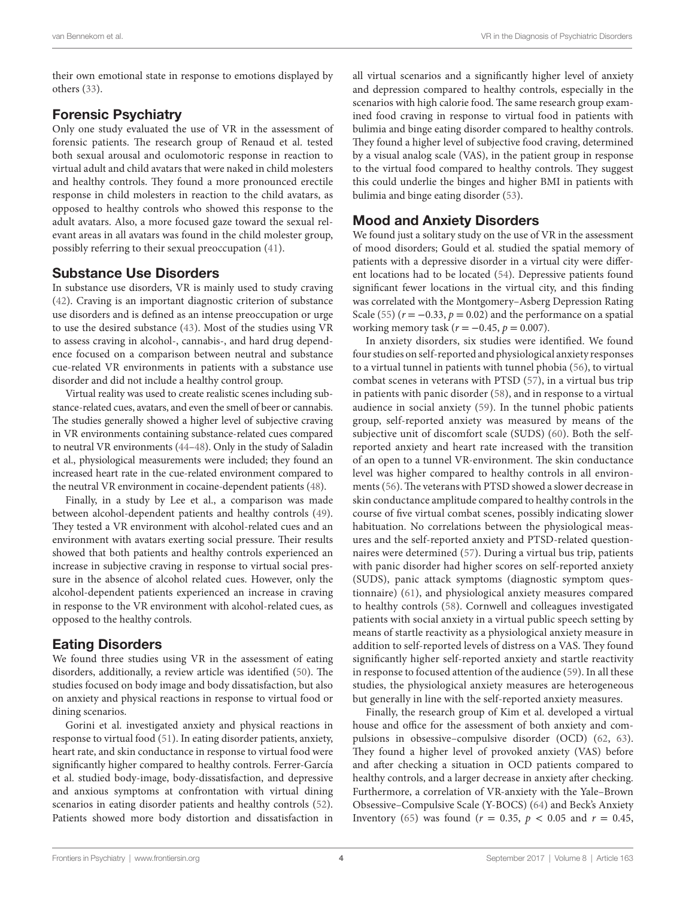their own emotional state in response to emotions displayed by others (33).

## Forensic Psychiatry

Only one study evaluated the use of VR in the assessment of forensic patients. The research group of Renaud et al. tested both sexual arousal and oculomotoric response in reaction to virtual adult and child avatars that were naked in child molesters and healthy controls. They found a more pronounced erectile response in child molesters in reaction to the child avatars, as opposed to healthy controls who showed this response to the adult avatars. Also, a more focused gaze toward the sexual relevant areas in all avatars was found in the child molester group, possibly referring to their sexual preoccupation (41).

## Substance Use Disorders

In substance use disorders, VR is mainly used to study craving (42). Craving is an important diagnostic criterion of substance use disorders and is defined as an intense preoccupation or urge to use the desired substance (43). Most of the studies using VR to assess craving in alcohol-, cannabis-, and hard drug dependence focused on a comparison between neutral and substance cue-related VR environments in patients with a substance use disorder and did not include a healthy control group.

Virtual reality was used to create realistic scenes including substance-related cues, avatars, and even the smell of beer or cannabis. The studies generally showed a higher level of subjective craving in VR environments containing substance-related cues compared to neutral VR environments (44–48). Only in the study of Saladin et al., physiological measurements were included; they found an increased heart rate in the cue-related environment compared to the neutral VR environment in cocaine-dependent patients (48).

Finally, in a study by Lee et al., a comparison was made between alcohol-dependent patients and healthy controls (49). They tested a VR environment with alcohol-related cues and an environment with avatars exerting social pressure. Their results showed that both patients and healthy controls experienced an increase in subjective craving in response to virtual social pressure in the absence of alcohol related cues. However, only the alcohol-dependent patients experienced an increase in craving in response to the VR environment with alcohol-related cues, as opposed to the healthy controls.

## Eating Disorders

We found three studies using VR in the assessment of eating disorders, additionally, a review article was identified (50). The studies focused on body image and body dissatisfaction, but also on anxiety and physical reactions in response to virtual food or dining scenarios.

Gorini et al. investigated anxiety and physical reactions in response to virtual food (51). In eating disorder patients, anxiety, heart rate, and skin conductance in response to virtual food were significantly higher compared to healthy controls. Ferrer-García et al. studied body-image, body-dissatisfaction, and depressive and anxious symptoms at confrontation with virtual dining scenarios in eating disorder patients and healthy controls (52). Patients showed more body distortion and dissatisfaction in all virtual scenarios and a significantly higher level of anxiety and depression compared to healthy controls, especially in the scenarios with high calorie food. The same research group examined food craving in response to virtual food in patients with bulimia and binge eating disorder compared to healthy controls. They found a higher level of subjective food craving, determined by a visual analog scale (VAS), in the patient group in response to the virtual food compared to healthy controls. They suggest this could underlie the binges and higher BMI in patients with bulimia and binge eating disorder (53).

## Mood and Anxiety Disorders

We found just a solitary study on the use of VR in the assessment of mood disorders; Gould et al. studied the spatial memory of patients with a depressive disorder in a virtual city were different locations had to be located (54). Depressive patients found significant fewer locations in the virtual city, and this finding was correlated with the Montgomery–Asberg Depression Rating Scale (55) ($r = -0.33$, $p = 0.02$) and the performance on a spatial working memory task ($r = -0.45$, $p = 0.007$).

In anxiety disorders, six studies were identified. We found four studies on self-reported and physiological anxiety responses to a virtual tunnel in patients with tunnel phobia (56), to virtual combat scenes in veterans with PTSD (57), in a virtual bus trip in patients with panic disorder (58), and in response to a virtual audience in social anxiety (59). In the tunnel phobic patients group, self-reported anxiety was measured by means of the subjective unit of discomfort scale (SUDS) (60). Both the self-reported anxiety and heart rate increased with the transition of an open to a tunnel VR-environment. The skin conductance level was higher compared to healthy controls in all environments (56). The veterans with PTSD showed a slower decrease in skin conductance amplitude compared to healthy controls in the course of five virtual combat scenes, possibly indicating slower habituation. No correlations between the physiological measures and the self-reported anxiety and PTSD-related questionnaires were determined (57). During a virtual bus trip, patients with panic disorder had higher scores on self-reported anxiety (SUDS), panic attack symptoms (diagnostic symptom questionnaire) (61), and physiological anxiety measures compared to healthy controls (58). Cornwell and colleagues investigated patients with social anxiety in a virtual public speech setting by means of startle reactivity as a physiological anxiety measure in addition to self-reported levels of distress on a VAS. They found significantly higher self-reported anxiety and startle reactivity in response to focused attention of the audience (59). In all these studies, the physiological anxiety measures are heterogeneous but generally in line with the self-reported anxiety measures.

Finally, the research group of Kim et al. developed a virtual house and office for the assessment of both anxiety and compulsions in obsessive–compulsive disorder (OCD) (62, 63). They found a higher level of provoked anxiety (VAS) before and after checking a situation in OCD patients compared to healthy controls, and a larger decrease in anxiety after checking. Furthermore, a correlation of VR-anxiety with the Yale–Brown Obsessive–Compulsive Scale (Y-BOCS) (64) and Beck's Anxiety Inventory (65) was found ($r = 0.35$, $p < 0.05$ and $r = 0.45$,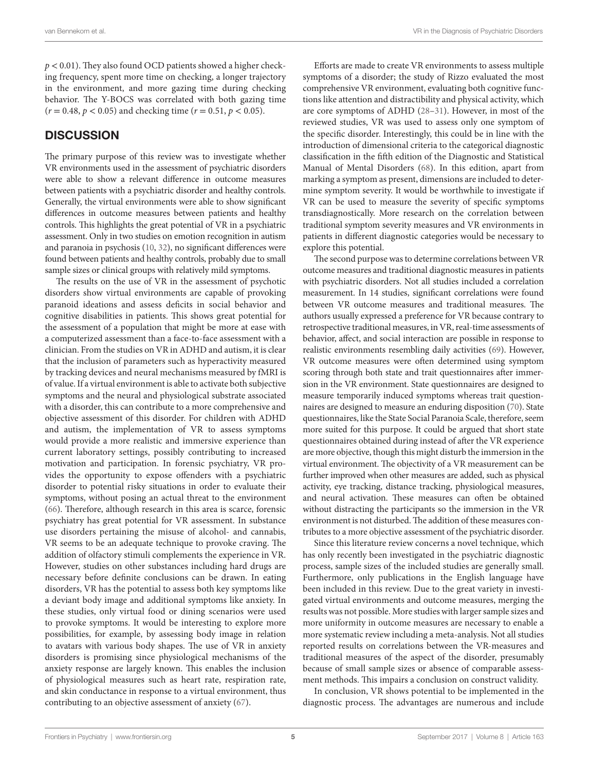$p < 0.01$). They also found OCD patients showed a higher checking frequency, spent more time on checking, a longer trajectory in the environment, and more gazing time during checking behavior. The Y-BOCS was correlated with both gazing time ($r = 0.48$, $p < 0.05$) and checking time ($r = 0.51$, $p < 0.05$).

## DISCUSSION

The primary purpose of this review was to investigate whether VR environments used in the assessment of psychiatric disorders were able to show a relevant difference in outcome measures between patients with a psychiatric disorder and healthy controls. Generally, the virtual environments were able to show significant differences in outcome measures between patients and healthy controls. This highlights the great potential of VR in a psychiatric assessment. Only in two studies on emotion recognition in autism and paranoia in psychosis (10, 32), no significant differences were found between patients and healthy controls, probably due to small sample sizes or clinical groups with relatively mild symptoms.

The results on the use of VR in the assessment of psychotic disorders show virtual environments are capable of provoking paranoid ideations and assess deficits in social behavior and cognitive disabilities in patients. This shows great potential for the assessment of a population that might be more at ease with a computerized assessment than a face-to-face assessment with a clinician. From the studies on VR in ADHD and autism, it is clear that the inclusion of parameters such as hyperactivity measured by tracking devices and neural mechanisms measured by fMRI is of value. If a virtual environment is able to activate both subjective symptoms and the neural and physiological substrate associated with a disorder, this can contribute to a more comprehensive and objective assessment of this disorder. For children with ADHD and autism, the implementation of VR to assess symptoms would provide a more realistic and immersive experience than current laboratory settings, possibly contributing to increased motivation and participation. In forensic psychiatry, VR provides the opportunity to expose offenders with a psychiatric disorder to potential risky situations in order to evaluate their symptoms, without posing an actual threat to the environment (66). Therefore, although research in this area is scarce, forensic psychiatry has great potential for VR assessment. In substance use disorders pertaining the misuse of alcohol- and cannabis, VR seems to be an adequate technique to provoke craving. The addition of olfactory stimuli complements the experience in VR. However, studies on other substances including hard drugs are necessary before definite conclusions can be drawn. In eating disorders, VR has the potential to assess both key symptoms like a deviant body image and additional symptoms like anxiety. In these studies, only virtual food or dining scenarios were used to provoke symptoms. It would be interesting to explore more possibilities, for example, by assessing body image in relation to avatars with various body shapes. The use of VR in anxiety disorders is promising since physiological mechanisms of the anxiety response are largely known. This enables the inclusion of physiological measures such as heart rate, respiration rate, and skin conductance in response to a virtual environment, thus contributing to an objective assessment of anxiety (67).

Efforts are made to create VR environments to assess multiple symptoms of a disorder; the study of Rizzo evaluated the most comprehensive VR environment, evaluating both cognitive functions like attention and distractibility and physical activity, which are core symptoms of ADHD (28–31). However, in most of the reviewed studies, VR was used to assess only one symptom of the specific disorder. Interestingly, this could be in line with the introduction of dimensional criteria to the categorical diagnostic classification in the fifth edition of the Diagnostic and Statistical Manual of Mental Disorders (68). In this edition, apart from marking a symptom as present, dimensions are included to determine symptom severity. It would be worthwhile to investigate if VR can be used to measure the severity of specific symptoms transdiagnostically. More research on the correlation between traditional symptom severity measures and VR environments in patients in different diagnostic categories would be necessary to explore this potential.

The second purpose was to determine correlations between VR outcome measures and traditional diagnostic measures in patients with psychiatric disorders. Not all studies included a correlation measurement. In 14 studies, significant correlations were found between VR outcome measures and traditional measures. The authors usually expressed a preference for VR because contrary to retrospective traditional measures, in VR, real-time assessments of behavior, affect, and social interaction are possible in response to realistic environments resembling daily activities (69). However, VR outcome measures were often determined using symptom scoring through both state and trait questionnaires after immersion in the VR environment. State questionnaires are designed to measure temporarily induced symptoms whereas trait questionnaires are designed to measure an enduring disposition (70). State questionnaires, like the State Social Paranoia Scale, therefore, seem more suited for this purpose. It could be argued that short state questionnaires obtained during instead of after the VR experience are more objective, though this might disturb the immersion in the virtual environment. The objectivity of a VR measurement can be further improved when other measures are added, such as physical activity, eye tracking, distance tracking, physiological measures, and neural activation. These measures can often be obtained without distracting the participants so the immersion in the VR environment is not disturbed. The addition of these measures contributes to a more objective assessment of the psychiatric disorder.

Since this literature review concerns a novel technique, which has only recently been investigated in the psychiatric diagnostic process, sample sizes of the included studies are generally small. Furthermore, only publications in the English language have been included in this review. Due to the great variety in investigated virtual environments and outcome measures, merging the results was not possible. More studies with larger sample sizes and more uniformity in outcome measures are necessary to enable a more systematic review including a meta-analysis. Not all studies reported results on correlations between the VR-measures and traditional measures of the aspect of the disorder, presumably because of small sample sizes or absence of comparable assessment methods. This impairs a conclusion on construct validity.

In conclusion, VR shows potential to be implemented in the diagnostic process. The advantages are numerous and include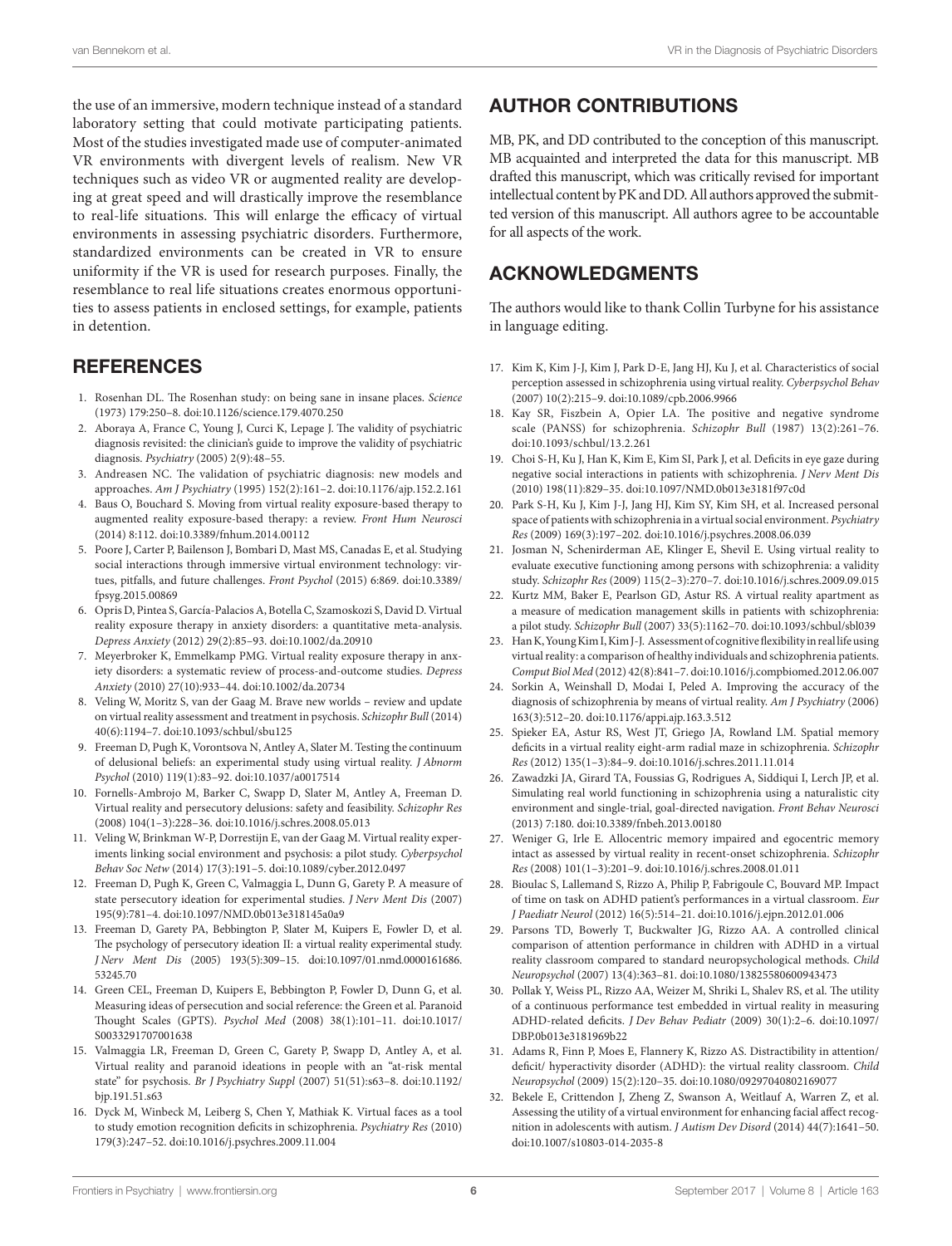the use of an immersive, modern technique instead of a standard laboratory setting that could motivate participating patients. Most of the studies investigated made use of computer-animated VR environments with divergent levels of realism. New VR techniques such as video VR or augmented reality are developing at great speed and will drastically improve the resemblance to real-life situations. This will enlarge the efficacy of virtual environments in assessing psychiatric disorders. Furthermore, standardized environments can be created in VR to ensure uniformity if the VR is used for research purposes. Finally, the resemblance to real life situations creates enormous opportunities to assess patients in enclosed settings, for example, patients in detention.

## AUTHOR CONTRIBUTIONS

MB, PK, and DD contributed to the conception of this manuscript. MB acquainted and interpreted the data for this manuscript. MB drafted this manuscript, which was critically revised for important intellectual content by PK and DD. All authors approved the submitted version of this manuscript. All authors agree to be accountable for all aspects of the work.

## ACKNOWLEDGMENTS

The authors would like to thank Collin Turbyne for his assistance in language editing.

## REFERENCES

1. Rosenhan DL. The Rosenhan study: on being sane in insane places. *Science* (1973) 179:250–8. doi:10.1126/science.179.4070.250
2. Aboraya A, France C, Young J, Curci K, Lepage J. The validity of psychiatric diagnosis revisited: the clinician's guide to improve the validity of psychiatric diagnosis. *Psychiatry* (2005) 2(9):48–55.
3. Andreasen NC. The validation of psychiatric diagnosis: new models and approaches. *Am J Psychiatry* (1995) 152(2):161–2. doi:10.1176/ajp.152.2.161
4. Baus O, Bouchard S. Moving from virtual reality exposure-based therapy to augmented reality exposure-based therapy: a review. *Front Hum Neurosci* (2014) 8:112. doi:10.3389/fnhum.2014.00112
5. Poore J, Carter P, Bailenson J, Bombari D, Mast MS, Canadas E, et al. Studying social interactions through immersive virtual environment technology: virtues, pitfalls, and future challenges. *Front Psychol* (2015) 6:869. doi:10.3389/fpsyg.2015.00869
6. Opris D, Pintea S, García-Palacios A, Botella C, Szamoskozi S, David D. Virtual reality exposure therapy in anxiety disorders: a quantitative meta-analysis. *Depress Anxiety* (2012) 29(2):85–93. doi:10.1002/da.20910
7. Meyerbroker K, Emmelkamp PMG. Virtual reality exposure therapy in anxiety disorders: a systematic review of process-and-outcome studies. *Depress Anxiety* (2010) 27(10):933–44. doi:10.1002/da.20734
8. Veling W, Moritz S, van der Gaag M. Brave new worlds – review and update on virtual reality assessment and treatment in psychosis. *Schizophr Bull* (2014) 40(6):1194–7. doi:10.1093/schbul/sbu125
9. Freeman D, Pugh K, Vorontsova N, Antley A, Slater M. Testing the continuum of delusional beliefs: an experimental study using virtual reality. *J Abnorm Psychol* (2010) 119(1):83–92. doi:10.1037/a0017514
10. Fornells-Ambrojo M, Barker C, Swapp D, Slater M, Antley A, Freeman D. Virtual reality and persecutory delusions: safety and feasibility. *Schizophr Res* (2008) 104(1–3):228–36. doi:10.1016/j.schres.2008.05.013
11. Veling W, Brinkman W-P, Dorrestijn E, van der Gaag M. Virtual reality experiments linking social environment and psychosis: a pilot study. *Cyberpsychol Behav Soc Netw* (2014) 17(3):191–5. doi:10.1089/cyber.2012.0497
12. Freeman D, Pugh K, Green C, Valmaggia L, Dunn G, Garety P. A measure of state persecutory ideation for experimental studies. *J Nerv Ment Dis* (2007) 195(9):781–4. doi:10.1097/NMD.0b013e318145a0a9
13. Freeman D, Garety PA, Bebbington P, Slater M, Kuipers E, Fowler D, et al. The psychology of persecutory ideation II: a virtual reality experimental study. *J Nerv Ment Dis* (2005) 193(5):309–15. doi:10.1097/01.nmd.0000161686.53245.70
14. Green CEL, Freeman D, Kuipers E, Bebbington P, Fowler D, Dunn G, et al. Measuring ideas of persecution and social reference: the Green et al. Paranoid Thought Scales (GPTS). *Psychol Med* (2008) 38(1):101–11. doi:10.1017/S0033291707001638
15. Valmaggia LR, Freeman D, Green C, Garety P, Swapp D, Antley A, et al. Virtual reality and paranoid ideations in people with an "at-risk mental state" for psychosis. *Br J Psychiatry Suppl* (2007) 51(51):s63–8. doi:10.1192/bjp.191.51.s63
16. Dyck M, Winbeck M, Leiberg S, Chen Y, Mathiak K. Virtual faces as a tool to study emotion recognition deficits in schizophrenia. *Psychiatry Res* (2010) 179(3):247–52. doi:10.1016/j.psychres.2009.11.004
17. Kim K, Kim J-J, Kim J, Park D-E, Jang HJ, Ku J, et al. Characteristics of social perception assessed in schizophrenia using virtual reality. *Cyberpsychol Behav* (2007) 10(2):215–9. doi:10.1089/cpb.2006.9966
18. Kay SR, Fiszbein A, Opier LA. The positive and negative syndrome scale (PANSS) for schizophrenia. *Schizophr Bull* (1987) 13(2):261–76. doi:10.1093/schbul/13.2.261
19. Choi S-H, Ku J, Han K, Kim E, Kim SI, Park J, et al. Deficits in eye gaze during negative social interactions in patients with schizophrenia. *J Nerv Ment Dis* (2010) 198(11):829–35. doi:10.1097/NMD.0b013e3181f97c0d
20. Park S-H, Ku J, Kim J-J, Jang HJ, Kim SY, Kim SH, et al. Increased personal space of patients with schizophrenia in a virtual social environment. *Psychiatry Res* (2009) 169(3):197–202. doi:10.1016/j.psychres.2008.06.039
21. Josman N, Schenirderman AE, Klinger E, Shevil E. Using virtual reality to evaluate executive functioning among persons with schizophrenia: a validity study. *Schizophr Res* (2009) 115(2–3):270–7. doi:10.1016/j.schres.2009.09.015
22. Kurtz MM, Baker E, Pearlson GD, Astur RS. A virtual reality apartment as a measure of medication management skills in patients with schizophrenia: a pilot study. *Schizophr Bull* (2007) 33(5):1162–70. doi:10.1093/schbul/sbl039
23. Han K, Young Kim I, Kim J-J. Assessment of cognitive flexibility in real life using virtual reality: a comparison of healthy individuals and schizophrenia patients. *Comput Biol Med* (2012) 42(8):841–7. doi:10.1016/j.compbiomed.2012.06.007
24. Sorkin A, Weinshall D, Modai I, Peled A. Improving the accuracy of the diagnosis of schizophrenia by means of virtual reality. *Am J Psychiatry* (2006) 163(3):512–20. doi:10.1176/appi.ajp.163.3.512
25. Spieker EA, Astur RS, West JT, Griego JA, Rowland LM. Spatial memory deficits in a virtual reality eight-arm radial maze in schizophrenia. *Schizophr Res* (2012) 135(1–3):84–9. doi:10.1016/j.schres.2011.11.014
26. Zawadzki JA, Girard TA, Foussias G, Rodrigues A, Siddiqui I, Lerch JP, et al. Simulating real world functioning in schizophrenia using a naturalistic city environment and single-trial, goal-directed navigation. *Front Behav Neurosci* (2013) 7:180. doi:10.3389/fnbeh.2013.00180
27. Weniger G, Irle E. Allocentric memory impaired and egocentric memory intact as assessed by virtual reality in recent-onset schizophrenia. *Schizophr Res* (2008) 101(1–3):201–9. doi:10.1016/j.schres.2008.01.011
28. Bioulac S, Lallemand S, Rizzo A, Philip P, Fabrigoule C, Bouvard MP. Impact of time on task on ADHD patient's performances in a virtual classroom. *Eur J Paediatr Neurol* (2012) 16(5):514–21. doi:10.1016/j.ejpn.2012.01.006
29. Parsons TD, Bowerly T, Buckwalter JG, Rizzo AA. A controlled clinical comparison of attention performance in children with ADHD in a virtual reality classroom compared to standard neuropsychological methods. *Child Neuropsychol* (2007) 13(4):363–81. doi:10.1080/13825580600943473
30. Pollak Y, Weiss PL, Rizzo AA, Weizer M, Shriki L, Shalev RS, et al. The utility of a continuous performance test embedded in virtual reality in measuring ADHD-related deficits. *J Dev Behav Pediatr* (2009) 30(1):2–6. doi:10.1097/DBP.0b013e3181969b22
31. Adams R, Finn P, Moes E, Flannery K, Rizzo AS. Distractibility in attention/deficit/ hyperactivity disorder (ADHD): the virtual reality classroom. *Child Neuropsychol* (2009) 15(2):120–35. doi:10.1080/09297040802169077
32. Bekele E, Crittendon J, Zheng Z, Swanson A, Weitlauf A, Warren Z, et al. Assessing the utility of a virtual environment for enhancing facial affect recognition in adolescents with autism. *J Autism Dev Disord* (2014) 44(7):1641–50. doi:10.1007/s10803-014-2035-8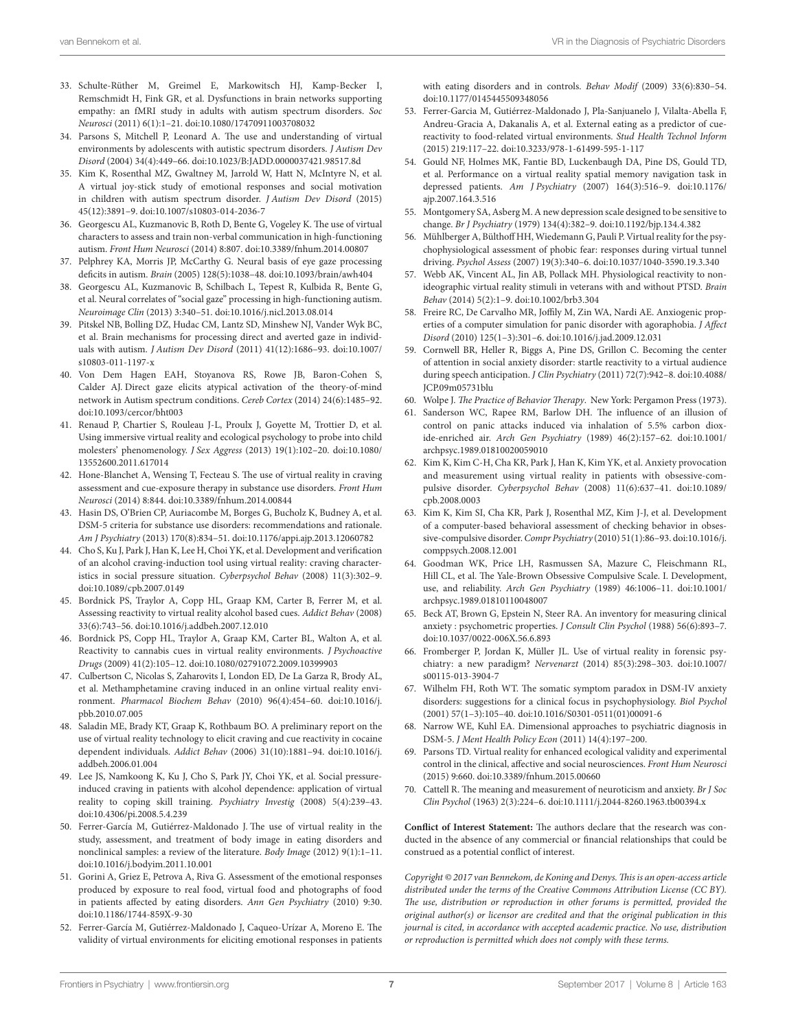33. Schulte-Rüther M, Greimel E, Markowitsch HJ, Kamp-Becker I, Remschmidt H, Fink GR, et al. Dysfunctions in brain networks supporting empathy: an fMRI study in adults with autism spectrum disorders. *Soc Neurosci* (2011) 6(1):1–21. doi:10.1080/17470911003708032
34. Parsons S, Mitchell P, Leonard A. The use and understanding of virtual environments by adolescents with autistic spectrum disorders. *J Autism Dev Disord* (2004) 34(4):449–66. doi:10.1023/B:JADD.0000037421.98517.8d
35. Kim K, Rosenthal MZ, Gwaltney M, Jarrold W, Hatt N, McIntyre N, et al. A virtual joy-stick study of emotional responses and social motivation in children with autism spectrum disorder. *J Autism Dev Disord* (2015) 45(12):3891–9. doi:10.1007/s10803-014-2036-7
36. Georgescu AL, Kuzmanovic B, Roth D, Bente G, Vogeley K. The use of virtual characters to assess and train non-verbal communication in high-functioning autism. *Front Hum Neurosci* (2014) 8:807. doi:10.3389/fnhum.2014.00807
37. Pelphrey KA, Morris JP, McCarthy G. Neural basis of eye gaze processing deficits in autism. *Brain* (2005) 128(5):1038–48. doi:10.1093/brain/awh404
38. Georgescu AL, Kuzmanovic B, Schilbach L, Tepest R, Kulbida R, Bente G, et al. Neural correlates of "social gaze" processing in high-functioning autism. *Neuroimage Clin* (2013) 3:340–51. doi:10.1016/j.nicl.2013.08.014
39. Pitskel NB, Bolling DZ, Hudac CM, Lantz SD, Minshew NJ, Vander Wyk BC, et al. Brain mechanisms for processing direct and averted gaze in individuals with autism. *J Autism Dev Disord* (2011) 41(12):1686–93. doi:10.1007/s10803-011-1197-x
40. Von Dem Hagen EAH, Stoyanova RS, Rowe JB, Baron-Cohen S, Calder AJ. Direct gaze elicits atypical activation of the theory-of-mind network in Autism spectrum conditions. *Cereb Cortex* (2014) 24(6):1485–92. doi:10.1093/cercor/bht003
41. Renaud P, Chartier S, Rouleau J-L, Proulx J, Goyette M, Trottier D, et al. Using immersive virtual reality and ecological psychology to probe into child molesters' phenomenology. *J Sex Aggress* (2013) 19(1):102–20. doi:10.1080/13552600.2011.617014
42. Hone-Blanchet A, Wensing T, Fecteau S. The use of virtual reality in craving assessment and cue-exposure therapy in substance use disorders. *Front Hum Neurosci* (2014) 8:844. doi:10.3389/fnhum.2014.00844
43. Hasin DS, O'Brien CP, Auriacombe M, Borges G, Bucholz K, Budney A, et al. DSM-5 criteria for substance use disorders: recommendations and rationale. *Am J Psychiatry* (2013) 170(8):834–51. doi:10.1176/appi.ajp.2013.12060782
44. Cho S, Ku J, Park J, Han K, Lee H, Choi YK, et al. Development and verification of an alcohol craving-induction tool using virtual reality: craving characteristics in social pressure situation. *Cyberpsychol Behav* (2008) 11(3):302–9. doi:10.1089/cpb.2007.0149
45. Bordnick PS, Traylor A, Copp HL, Graap KM, Carter B, Ferrer M, et al. Assessing reactivity to virtual reality alcohol based cues. *Addict Behav* (2008) 33(6):743–56. doi:10.1016/j.addbeh.2007.12.010
46. Bordnick PS, Copp HL, Traylor A, Graap KM, Carter BL, Walton A, et al. Reactivity to cannabis cues in virtual reality environments. *J Psychoactive Drugs* (2009) 41(2):105–12. doi:10.1080/02791072.2009.10399903
47. Culbertson C, Nicolas S, Zaharovits I, London ED, De La Garza R, Brody AL, et al. Methamphetamine craving induced in an online virtual reality environment. *Pharmacol Biochem Behav* (2010) 96(4):454–60. doi:10.1016/j.pbb.2010.07.005
48. Saladin ME, Brady KT, Graap K, Rothbaum BO. A preliminary report on the use of virtual reality technology to elicit craving and cue reactivity in cocaine dependent individuals. *Addict Behav* (2006) 31(10):1881–94. doi:10.1016/j.addbeh.2006.01.004
49. Lee JS, Namkoong K, Ku J, Cho S, Park JY, Choi YK, et al. Social pressure-induced craving in patients with alcohol dependence: application of virtual reality to coping skill training. *Psychiatry Investig* (2008) 5(4):239–43. doi:10.4306/pi.2008.5.4.239
50. Ferrer-García M, Gutiérrez-Maldonado J. The use of virtual reality in the study, assessment, and treatment of body image in eating disorders and nonclinical samples: a review of the literature. *Body Image* (2012) 9(1):1–11. doi:10.1016/j.bodyim.2011.10.001
51. Gorini A, Griez E, Petrova A, Riva G. Assessment of the emotional responses produced by exposure to real food, virtual food and photographs of food in patients affected by eating disorders. *Ann Gen Psychiatry* (2010) 9:30. doi:10.1186/1744-859X-9-30
52. Ferrer-García M, Gutiérrez-Maldonado J, Caqueo-Urízar A, Moreno E. The validity of virtual environments for eliciting emotional responses in patients with eating disorders and in controls. *Behav Modif* (2009) 33(6):830–54. doi:10.1177/0145445509348056
53. Ferrer-Garcia M, Gutiérrez-Maldonado J, Pla-Sanjuanelo J, Vilalta-Abella F, Andreu-Gracia A, Dakanalis A, et al. External eating as a predictor of cue-reactivity to food-related virtual environments. *Stud Health Technol Inform* (2015) 219:117–22. doi:10.3233/978-1-61499-595-1-117
54. Gould NF, Holmes MK, Fantie BD, Luckenbaugh DA, Pine DS, Gould TD, et al. Performance on a virtual reality spatial memory navigation task in depressed patients. *Am J Psychiatry* (2007) 164(3):516–9. doi:10.1176/ajp.2007.164.3.516
55. Montgomery SA, Asberg M. A new depression scale designed to be sensitive to change. *Br J Psychiatry* (1979) 134(4):382–9. doi:10.1192/bjp.134.4.382
56. Mühlberger A, Bülthoff HH, Wiedemann G, Pauli P. Virtual reality for the psychophysiological assessment of phobic fear: responses during virtual tunnel driving. *Psychol Assess* (2007) 19(3):340–6. doi:10.1037/1040-3590.19.3.340
57. Webb AK, Vincent AL, Jin AB, Pollack MH. Physiological reactivity to nonideographic virtual reality stimuli in veterans with and without PTSD. *Brain Behav* (2014) 5(2):1–9. doi:10.1002/brb3.304
58. Freire RC, De Carvalho MR, Joffily M, Zin WA, Nardi AE. Anxiogenic properties of a computer simulation for panic disorder with agoraphobia. *J Affect Disord* (2010) 125(1–3):301–6. doi:10.1016/j.jad.2009.12.031
59. Cornwell BR, Heller R, Biggs A, Pine DS, Grillon C. Becoming the center of attention in social anxiety disorder: startle reactivity to a virtual audience during speech anticipation. *J Clin Psychiatry* (2011) 72(7):942–8. doi:10.4088/JCP.09m05731blu
60. Wolpe J. *The Practice of Behavior Therapy*. New York: Pergamon Press (1973).
61. Sanderson WC, Rapee RM, Barlow DH. The influence of an illusion of control on panic attacks induced via inhalation of 5.5% carbon dioxide-enriched air. *Arch Gen Psychiatry* (1989) 46(2):157–62. doi:10.1001/archpsyc.1989.01810020059010
62. Kim K, Kim C-H, Cha KR, Park J, Han K, Kim YK, et al. Anxiety provocation and measurement using virtual reality in patients with obsessive-compulsive disorder. *Cyberpsychol Behav* (2008) 11(6):637–41. doi:10.1089/cpb.2008.0003
63. Kim K, Kim SI, Cha KR, Park J, Rosenthal MZ, Kim J-J, et al. Development of a computer-based behavioral assessment of checking behavior in obsessive-compulsive disorder. *Compr Psychiatry* (2010) 51(1):86–93. doi:10.1016/j.comppsych.2008.12.001
64. Goodman WK, Price LH, Rasmussen SA, Mazure C, Fleischmann RL, Hill CL, et al. The Yale-Brown Obsessive Compulsive Scale. I. Development, use, and reliability. *Arch Gen Psychiatry* (1989) 46:1006–11. doi:10.1001/archpsyc.1989.01810110048007
65. Beck AT, Brown G, Epstein N, Steer RA. An inventory for measuring clinical anxiety : psychometric properties. *J Consult Clin Psychol* (1988) 56(6):893–7. doi:10.1037/0022-006X.56.6.893
66. Fromberger P, Jordan K, Müller JL. Use of virtual reality in forensic psychiatry: a new paradigm? *Nervenarzt* (2014) 85(3):298–303. doi:10.1007/s00115-013-3904-7
67. Wilhelm FH, Roth WT. The somatic symptom paradox in DSM-IV anxiety disorders: suggestions for a clinical focus in psychophysiology. *Biol Psychol* (2001) 57(1–3):105–40. doi:10.1016/S0301-0511(01)00091-6
68. Narrow WE, Kuhl EA. Dimensional approaches to psychiatric diagnosis in DSM-5. *J Ment Health Policy Econ* (2011) 14(4):197–200.
69. Parsons TD. Virtual reality for enhanced ecological validity and experimental control in the clinical, affective and social neurosciences. *Front Hum Neurosci* (2015) 9:660. doi:10.3389/fnhum.2015.00660
70. Cattell R. The meaning and measurement of neuroticism and anxiety. *Br J Soc Clin Psychol* (1963) 2(3):224–6. doi:10.1111/j.2044-8260.1963.tb00394.x

**Conflict of Interest Statement:** The authors declare that the research was conducted in the absence of any commercial or financial relationships that could be construed as a potential conflict of interest.

*Copyright © 2017 van Bennekom, de Koning and Denys. This is an open-access article distributed under the terms of the Creative Commons Attribution License (CC BY). The use, distribution or reproduction in other forums is permitted, provided the original author(s) or licensor are credited and that the original publication in this journal is cited, in accordance with accepted academic practice. No use, distribution or reproduction is permitted which does not comply with these terms.*